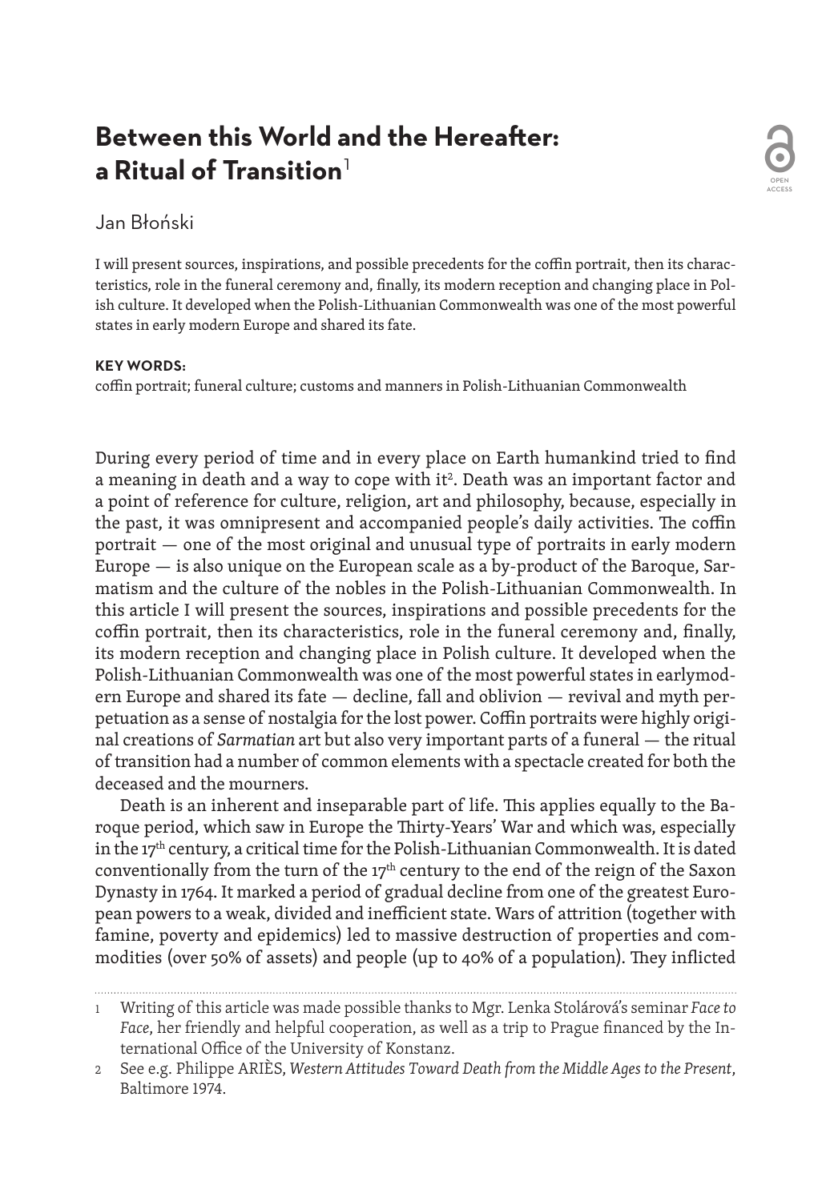# Between this World and the Hereafter: a Ritual of Transition[1]

Jan Błoński

I will present sources, inspirations, and possible precedents for the coffin portrait, then its characteristics, role in the funeral ceremony and, finally, its modern reception and changing place in Polish culture. It developed when the Polish-Lithuanian Commonwealth was one of the most powerful states in early modern Europe and shared its fate.

**KEY WORDS:**
coffin portrait; funeral culture; customs and manners in Polish-Lithuanian Commonwealth

During every period of time and in every place on Earth humankind tried to find a meaning in death and a way to cope with it[2]. Death was an important factor and a point of reference for culture, religion, art and philosophy, because, especially in the past, it was omnipresent and accompanied people's daily activities. The coffin portrait — one of the most original and unusual type of portraits in early modern Europe — is also unique on the European scale as a by-product of the Baroque, Sarmatism and the culture of the nobles in the Polish-Lithuanian Commonwealth. In this article I will present the sources, inspirations and possible precedents for the coffin portrait, then its characteristics, role in the funeral ceremony and, finally, its modern reception and changing place in Polish culture. It developed when the Polish-Lithuanian Commonwealth was one of the most powerful states in earlymodern Europe and shared its fate — decline, fall and oblivion — revival and myth perpetuation as a sense of nostalgia for the lost power. Coffin portraits were highly original creations of *Sarmatian* art but also very important parts of a funeral — the ritual of transition had a number of common elements with a spectacle created for both the deceased and the mourners.

Death is an inherent and inseparable part of life. This applies equally to the Baroque period, which saw in Europe the Thirty-Years' War and which was, especially in the 17th century, a critical time for the Polish-Lithuanian Commonwealth. It is dated conventionally from the turn of the 17th century to the end of the reign of the Saxon Dynasty in 1764. It marked a period of gradual decline from one of the greatest European powers to a weak, divided and inefficient state. Wars of attrition (together with famine, poverty and epidemics) led to massive destruction of properties and commodities (over 50% of assets) and people (up to 40% of a population). They inflicted

---

1 Writing of this article was made possible thanks to Mgr. Lenka Stolárová's seminar *Face to Face*, her friendly and helpful cooperation, as well as a trip to Prague financed by the International Office of the University of Konstanz.

2 See e.g. Philippe ARIÈS, *Western Attitudes Toward Death from the Middle Ages to the Present*, Baltimore 1974.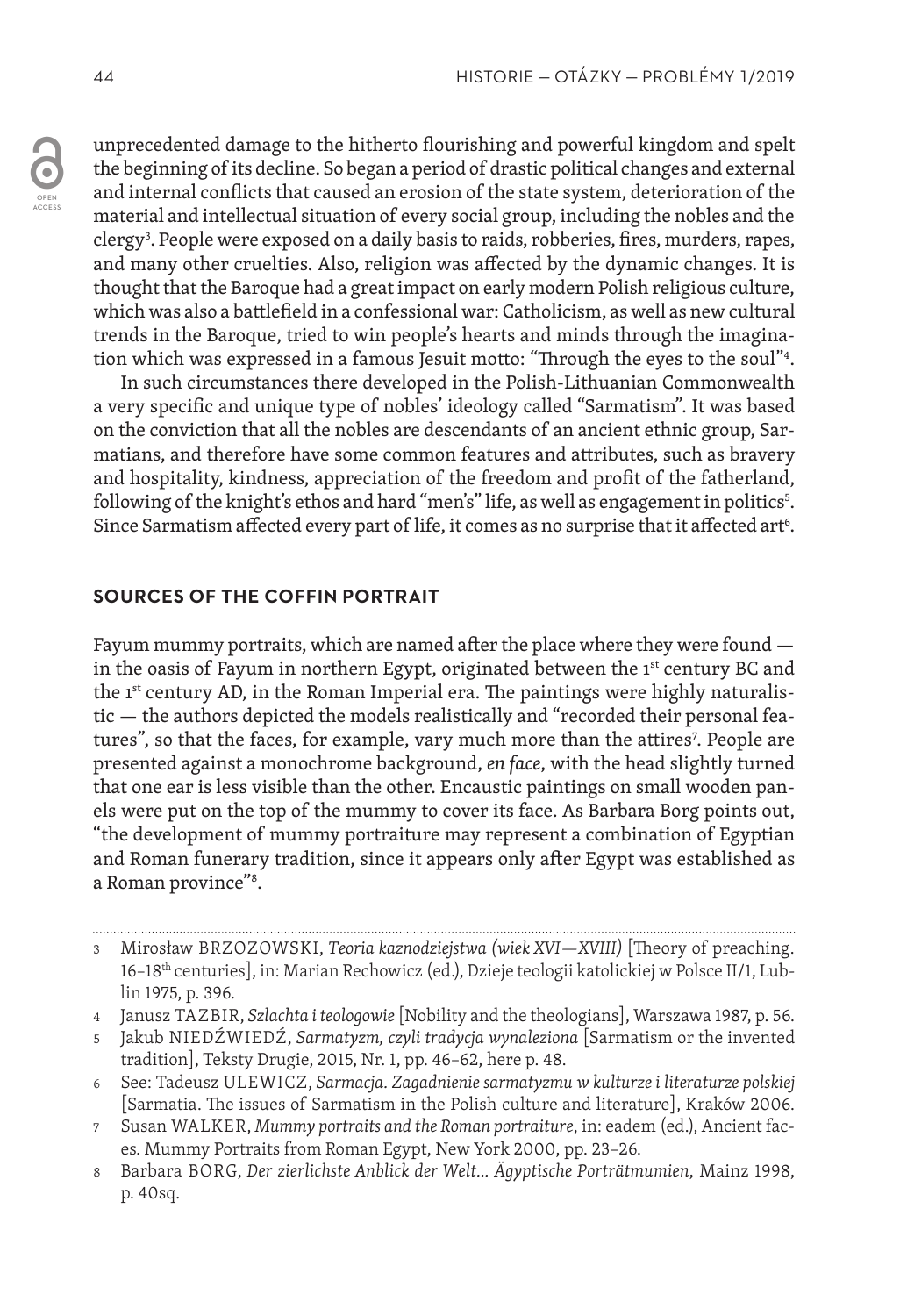unprecedented damage to the hitherto flourishing and powerful kingdom and spelt the beginning of its decline. So began a period of drastic political changes and external and internal conflicts that caused an erosion of the state system, deterioration of the material and intellectual situation of every social group, including the nobles and the clergy[3]. People were exposed on a daily basis to raids, robberies, fires, murders, rapes, and many other cruelties. Also, religion was affected by the dynamic changes. It is thought that the Baroque had a great impact on early modern Polish religious culture, which was also a battlefield in a confessional war: Catholicism, as well as new cultural trends in the Baroque, tried to win people's hearts and minds through the imagination which was expressed in a famous Jesuit motto: "Through the eyes to the soul"[4].

In such circumstances there developed in the Polish-Lithuanian Commonwealth a very specific and unique type of nobles' ideology called "Sarmatism". It was based on the conviction that all the nobles are descendants of an ancient ethnic group, Sarmatians, and therefore have some common features and attributes, such as bravery and hospitality, kindness, appreciation of the freedom and profit of the fatherland, following of the knight's ethos and hard "men's" life, as well as engagement in politics[5]. Since Sarmatism affected every part of life, it comes as no surprise that it affected art[6].

## SOURCES OF THE COFFIN PORTRAIT

Fayum mummy portraits, which are named after the place where they were found — in the oasis of Fayum in northern Egypt, originated between the 1st century BC and the 1st century AD, in the Roman Imperial era. The paintings were highly naturalistic — the authors depicted the models realistically and "recorded their personal features", so that the faces, for example, vary much more than the attires[7]. People are presented against a monochrome background, *en face*, with the head slightly turned that one ear is less visible than the other. Encaustic paintings on small wooden panels were put on the top of the mummy to cover its face. As Barbara Borg points out, "the development of mummy portraiture may represent a combination of Egyptian and Roman funerary tradition, since it appears only after Egypt was established as a Roman province"[8].

---

3 Mirosław BRZOZOWSKI, *Teoria kaznodziejstwa (wiek XVI—XVIII)* [Theory of preaching. 16–18th centuries], in: Marian Rechowicz (ed.), Dzieje teologii katolickiej w Polsce II/1, Lublin 1975, p. 396.

4 Janusz TAZBIR, *Szlachta i teologowie* [Nobility and the theologians], Warszawa 1987, p. 56.

5 Jakub NIEDŹWIEDŹ, *Sarmatyzm, czyli tradycja wynaleziona* [Sarmatism or the invented tradition], Teksty Drugie, 2015, Nr. 1, pp. 46–62, here p. 48.

6 See: Tadeusz ULEWICZ, *Sarmacja. Zagadnienie sarmatyzmu w kulturze i literaturze polskiej* [Sarmatia. The issues of Sarmatism in the Polish culture and literature], Kraków 2006.

7 Susan WALKER, *Mummy portraits and the Roman portraiture*, in: eadem (ed.), Ancient faces. Mummy Portraits from Roman Egypt, New York 2000, pp. 23–26.

8 Barbara BORG, *Der zierlichste Anblick der Welt… Ägyptische Porträtmumien*, Mainz 1998, p. 40sq.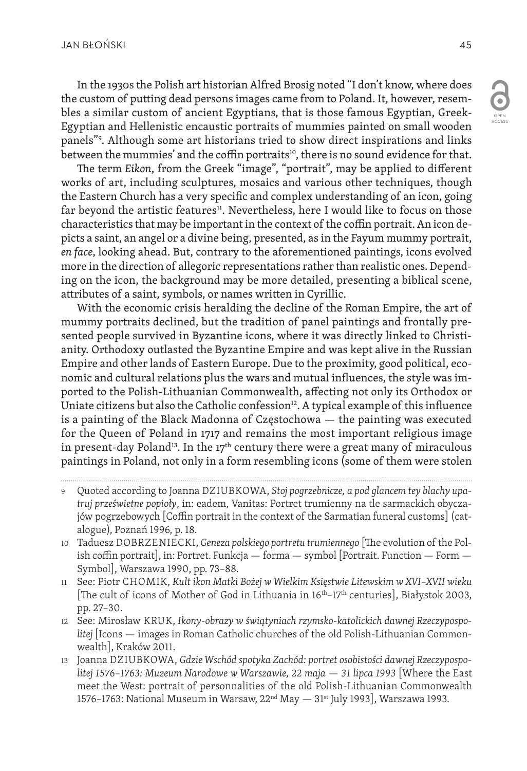In the 1930s the Polish art historian Alfred Brosig noted "I don't know, where does the custom of putting dead persons images came from to Poland. It, however, resembles a similar custom of ancient Egyptians, that is those famous Egyptian, Greek-Egyptian and Hellenistic encaustic portraits of mummies painted on small wooden panels"[9]. Although some art historians tried to show direct inspirations and links between the mummies' and the coffin portraits[10], there is no sound evidence for that.

The term *Eikon*, from the Greek "image", "portrait", may be applied to different works of art, including sculptures, mosaics and various other techniques, though the Eastern Church has a very specific and complex understanding of an icon, going far beyond the artistic features[11]. Nevertheless, here I would like to focus on those characteristics that may be important in the context of the coffin portrait. An icon depicts a saint, an angel or a divine being, presented, as in the Fayum mummy portrait, *en face*, looking ahead. But, contrary to the aforementioned paintings, icons evolved more in the direction of allegoric representations rather than realistic ones. Depending on the icon, the background may be more detailed, presenting a biblical scene, attributes of a saint, symbols, or names written in Cyrillic.

With the economic crisis heralding the decline of the Roman Empire, the art of mummy portraits declined, but the tradition of panel paintings and frontally presented people survived in Byzantine icons, where it was directly linked to Christianity. Orthodoxy outlasted the Byzantine Empire and was kept alive in the Russian Empire and other lands of Eastern Europe. Due to the proximity, good political, economic and cultural relations plus the wars and mutual influences, the style was imported to the Polish-Lithuanian Commonwealth, affecting not only its Orthodox or Uniate citizens but also the Catholic confession[12]. A typical example of this influence is a painting of the Black Madonna of Częstochowa — the painting was executed for the Queen of Poland in 1717 and remains the most important religious image in present-day Poland[13]. In the 17th century there were a great many of miraculous paintings in Poland, not only in a form resembling icons (some of them were stolen

---

9 Quoted according to Joanna DZIUBKOWA, *Stoj pogrzebnicze, a pod glancem tey blachy upatruj prześwietne popioły*, in: eadem, Vanitas: Portret trumienny na tle sarmackich obyczajów pogrzebowych [Coffin portrait in the context of the Sarmatian funeral customs] (catalogue), Poznań 1996, p. 18.

10 Taduesz DOBRZENIECKI, *Geneza polskiego portretu trumiennego* [The evolution of the Polish coffin portrait], in: Portret. Funkcja — forma — symbol [Portrait. Function — Form — Symbol], Warszawa 1990, pp. 73–88.

11 See: Piotr CHOMIK, *Kult ikon Matki Bożej w Wielkim Księstwie Litewskim w XVI–XVII wieku* [The cult of icons of Mother of God in Lithuania in 16th–17th centuries], Białystok 2003, pp. 27–30.

12 See: Mirosław KRUK, *Ikony-obrazy w świątyniach rzymsko-katolickich dawnej Rzeczypospolitej* [Icons — images in Roman Catholic churches of the old Polish-Lithuanian Commonwealth], Kraków 2011.

13 Joanna DZIUBKOWA, *Gdzie Wschód spotyka Zachód: portret osobistości dawnej Rzeczypospolitej 1576–1763: Muzeum Narodowe w Warszawie, 22 maja — 31 lipca 1993* [Where the East meet the West: portrait of personnalities of the old Polish-Lithuanian Commonwealth 1576–1763: National Museum in Warsaw, 22nd May — 31st July 1993], Warszawa 1993.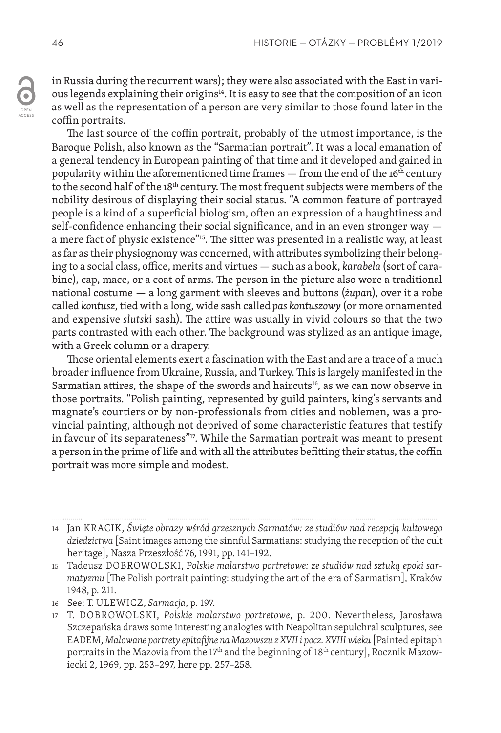in Russia during the recurrent wars); they were also associated with the East in various legends explaining their origins[14]. It is easy to see that the composition of an icon as well as the representation of a person are very similar to those found later in the coffin portraits.

The last source of the coffin portrait, probably of the utmost importance, is the Baroque Polish, also known as the "Sarmatian portrait". It was a local emanation of a general tendency in European painting of that time and it developed and gained in popularity within the aforementioned time frames — from the end of the 16th century to the second half of the 18th century. The most frequent subjects were members of the nobility desirous of displaying their social status. "A common feature of portrayed people is a kind of a superficial biologism, often an expression of a haughtiness and self-confidence enhancing their social significance, and in an even stronger way — a mere fact of physic existence"[15]. The sitter was presented in a realistic way, at least as far as their physiognomy was concerned, with attributes symbolizing their belonging to a social class, office, merits and virtues — such as a book, *karabela* (sort of carabine), cap, mace, or a coat of arms. The person in the picture also wore a traditional national costume — a long garment with sleeves and buttons (*żupan*), over it a robe called *kontusz*, tied with a long, wide sash called *pas kontuszowy* (or more ornamented and expensive *slutski* sash). The attire was usually in vivid colours so that the two parts contrasted with each other. The background was stylized as an antique image, with a Greek column or a drapery.

Those oriental elements exert a fascination with the East and are a trace of a much broader influence from Ukraine, Russia, and Turkey. This is largely manifested in the Sarmatian attires, the shape of the swords and haircuts[16], as we can now observe in those portraits. "Polish painting, represented by guild painters, king's servants and magnate's courtiers or by non-professionals from cities and noblemen, was a provincial painting, although not deprived of some characteristic features that testify in favour of its separateness"[17]. While the Sarmatian portrait was meant to present a person in the prime of life and with all the attributes befitting their status, the coffin portrait was more simple and modest.

---

14 Jan KRACIK, *Święte obrazy wśród grzesznych Sarmatów: ze studiów nad recepcją kultowego dziedzictwa* [Saint images among the sinnful Sarmatians: studying the reception of the cult heritage], Nasza Przeszłość 76, 1991, pp. 141–192.

15 Tadeusz DOBROWOLSKI, *Polskie malarstwo portretowe: ze studiów nad sztuką epoki sarmatyzmu* [The Polish portrait painting: studying the art of the era of Sarmatism], Kraków 1948, p. 211.

16 See: T. ULEWICZ, *Sarmacja*, p. 197.

17 T. DOBROWOLSKI, *Polskie malarstwo portretowe*, p. 200. Nevertheless, Jarosława Szczepańska draws some interesting analogies with Neapolitan sepulchral sculptures, see EADEM, *Malowane portrety epitafijne na Mazowszu z XVII i pocz. XVIII wieku* [Painted epitaph portraits in the Mazovia from the 17th and the beginning of 18th century], Rocznik Mazowiecki 2, 1969, pp. 253–297, here pp. 257–258.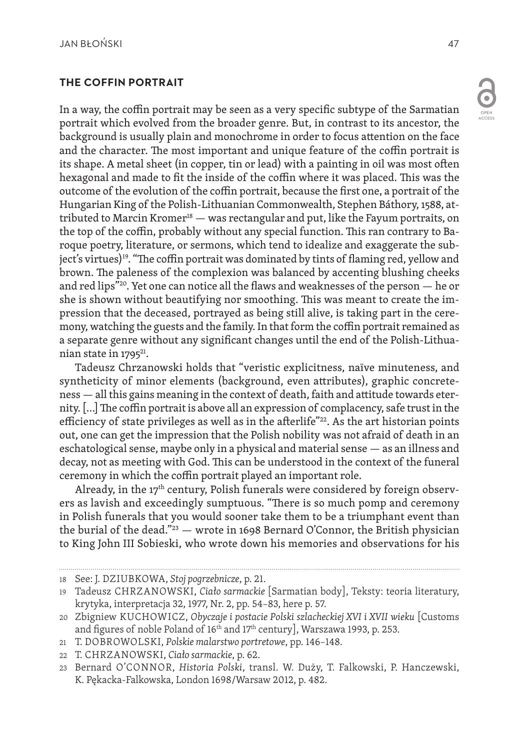## THE COFFIN PORTRAIT

In a way, the coffin portrait may be seen as a very specific subtype of the Sarmatian portrait which evolved from the broader genre. But, in contrast to its ancestor, the background is usually plain and monochrome in order to focus attention on the face and the character. The most important and unique feature of the coffin portrait is its shape. A metal sheet (in copper, tin or lead) with a painting in oil was most often hexagonal and made to fit the inside of the coffin where it was placed. This was the outcome of the evolution of the coffin portrait, because the first one, a portrait of the Hungarian King of the Polish-Lithuanian Commonwealth, Stephen Báthory, 1588, attributed to Marcin Kromer[18] — was rectangular and put, like the Fayum portraits, on the top of the coffin, probably without any special function. This ran contrary to Baroque poetry, literature, or sermons, which tend to idealize and exaggerate the subject's virtues)[19]. "The coffin portrait was dominated by tints of flaming red, yellow and brown. The paleness of the complexion was balanced by accenting blushing cheeks and red lips"[20]. Yet one can notice all the flaws and weaknesses of the person — he or she is shown without beautifying nor smoothing. This was meant to create the impression that the deceased, portrayed as being still alive, is taking part in the ceremony, watching the guests and the family. In that form the coffin portrait remained as a separate genre without any significant changes until the end of the Polish-Lithuanian state in 1795[21].

Tadeusz Chrzanowski holds that "veristic explicitness, naïve minuteness, and syntheticity of minor elements (background, even attributes), graphic concreteness — all this gains meaning in the context of death, faith and attitude towards eternity. [...] The coffin portrait is above all an expression of complacency, safe trust in the efficiency of state privileges as well as in the afterlife"[22]. As the art historian points out, one can get the impression that the Polish nobility was not afraid of death in an eschatological sense, maybe only in a physical and material sense — as an illness and decay, not as meeting with God. This can be understood in the context of the funeral ceremony in which the coffin portrait played an important role.

Already, in the 17th century, Polish funerals were considered by foreign observers as lavish and exceedingly sumptuous. "There is so much pomp and ceremony in Polish funerals that you would sooner take them to be a triumphant event than the burial of the dead."[23] — wrote in 1698 Bernard O'Connor, the British physician to King John III Sobieski, who wrote down his memories and observations for his

---

18 See: J. DZIUBKOWA, *Stoj pogrzebnicze*, p. 21.

19 Tadeusz CHRZANOWSKI, *Ciało sarmackie* [Sarmatian body], Teksty: teoria literatury, krytyka, interpretacja 32, 1977, Nr. 2, pp. 54–83, here p. 57.

20 Zbigniew KUCHOWICZ, *Obyczaje i postacie Polski szlacheckiej XVI i XVII wieku* [Customs and figures of noble Poland of 16th and 17th century], Warszawa 1993, p. 253.

21 T. DOBROWOLSKI, *Polskie malarstwo portretowe*, pp. 146–148.

22 T. CHRZANOWSKI, *Ciało sarmackie*, p. 62.

23 Bernard O'CONNOR, *Historia Polski*, transl. W. Duży, T. Falkowski, P. Hanczewski, K. Pękacka-Falkowska, London 1698/Warsaw 2012, p. 482.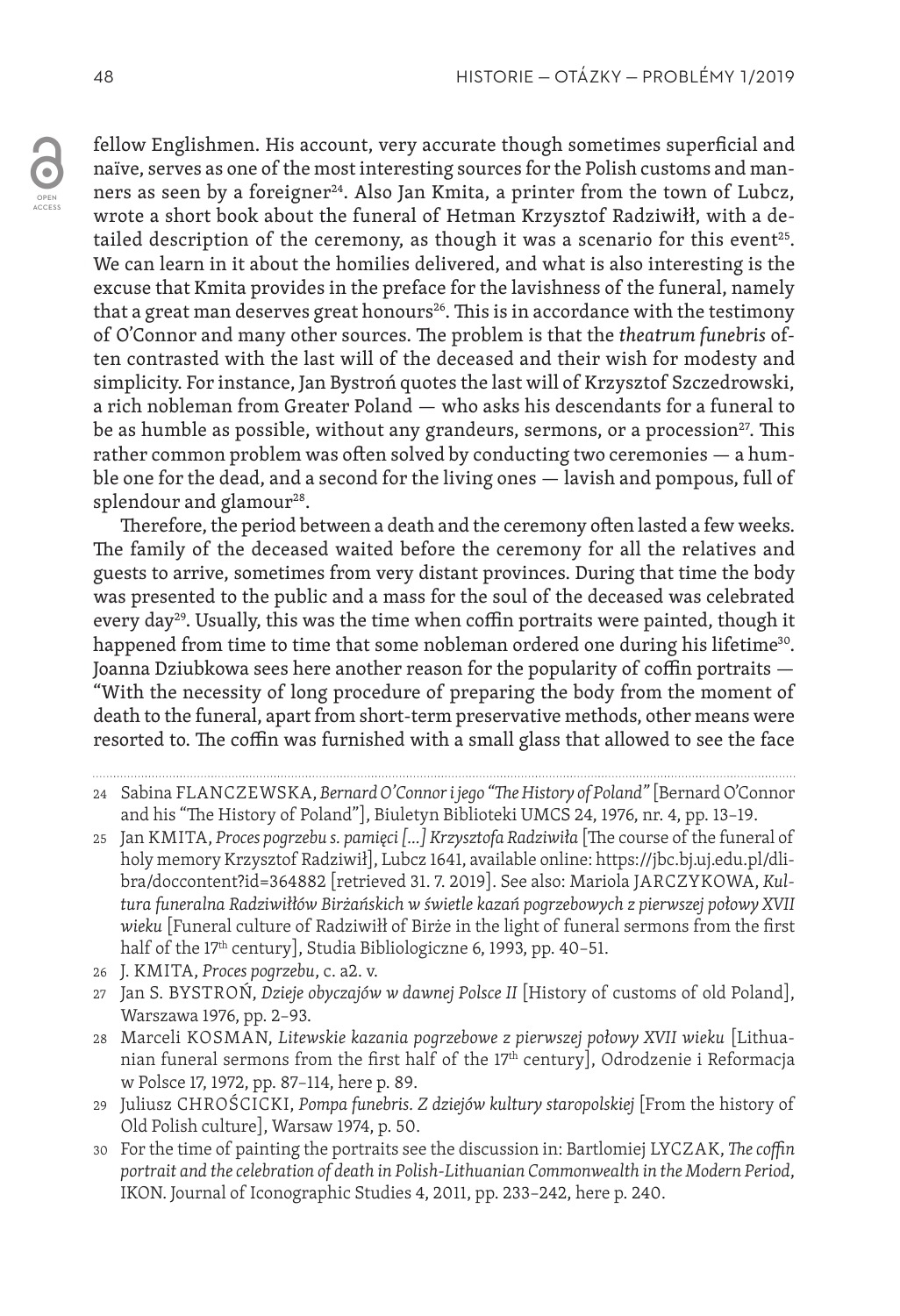fellow Englishmen. His account, very accurate though sometimes superficial and naïve, serves as one of the most interesting sources for the Polish customs and manners as seen by a foreigner[24]. Also Jan Kmita, a printer from the town of Lubcz, wrote a short book about the funeral of Hetman Krzysztof Radziwiłł, with a detailed description of the ceremony, as though it was a scenario for this event[25]. We can learn in it about the homilies delivered, and what is also interesting is the excuse that Kmita provides in the preface for the lavishness of the funeral, namely that a great man deserves great honours[26]. This is in accordance with the testimony of O'Connor and many other sources. The problem is that the *theatrum funebris* often contrasted with the last will of the deceased and their wish for modesty and simplicity. For instance, Jan Bystroń quotes the last will of Krzysztof Szczedrowski, a rich nobleman from Greater Poland — who asks his descendants for a funeral to be as humble as possible, without any grandeurs, sermons, or a procession[27]. This rather common problem was often solved by conducting two ceremonies — a humble one for the dead, and a second for the living ones — lavish and pompous, full of splendour and glamour[28].

Therefore, the period between a death and the ceremony often lasted a few weeks. The family of the deceased waited before the ceremony for all the relatives and guests to arrive, sometimes from very distant provinces. During that time the body was presented to the public and a mass for the soul of the deceased was celebrated every day[29]. Usually, this was the time when coffin portraits were painted, though it happened from time to time that some nobleman ordered one during his lifetime[30]. Joanna Dziubkowa sees here another reason for the popularity of coffin portraits — "With the necessity of long procedure of preparing the body from the moment of death to the funeral, apart from short-term preservative methods, other means were resorted to. The coffin was furnished with a small glass that allowed to see the face

---

24 Sabina FLANCZEWSKA, *Bernard O'Connor i jego "The History of Poland"* [Bernard O'Connor and his "The History of Poland"], Biuletyn Biblioteki UMCS 24, 1976, nr. 4, pp. 13–19.

25 Jan KMITA, *Proces pogrzebu s. pamięci [...] Krzysztofa Radziwiła* [The course of the funeral of holy memory Krzysztof Radziwił], Lubcz 1641, available online: https://jbc.bj.uj.edu.pl/dlibra/doccontent?id=364882 [retrieved 31. 7. 2019]. See also: Mariola JARCZYKOWA, *Kultura funeralna Radziwiłłów Birżańskich w świetle kazań pogrzebowych z pierwszej połowy XVII wieku* [Funeral culture of Radziwiłł of Birże in the light of funeral sermons from the first half of the 17th century], Studia Bibliologiczne 6, 1993, pp. 40–51.

26 J. KMITA, *Proces pogrzebu*, c. a2. v.

27 Jan S. BYSTROŃ, *Dzieje obyczajów w dawnej Polsce II* [History of customs of old Poland], Warszawa 1976, pp. 2–93.

28 Marceli KOSMAN, *Litewskie kazania pogrzebowe z pierwszej połowy XVII wieku* [Lithuanian funeral sermons from the first half of the 17th century], Odrodzenie i Reformacja w Polsce 17, 1972, pp. 87–114, here p. 89.

29 Juliusz CHROŚCICKI, *Pompa funebris. Z dziejów kultury staropolskiej* [From the history of Old Polish culture], Warsaw 1974, p. 50.

30 For the time of painting the portraits see the discussion in: Bartlomiej LYCZAK, *The coffin portrait and the celebration of death in Polish-Lithuanian Commonwealth in the Modern Period*, IKON. Journal of Iconographic Studies 4, 2011, pp. 233–242, here p. 240.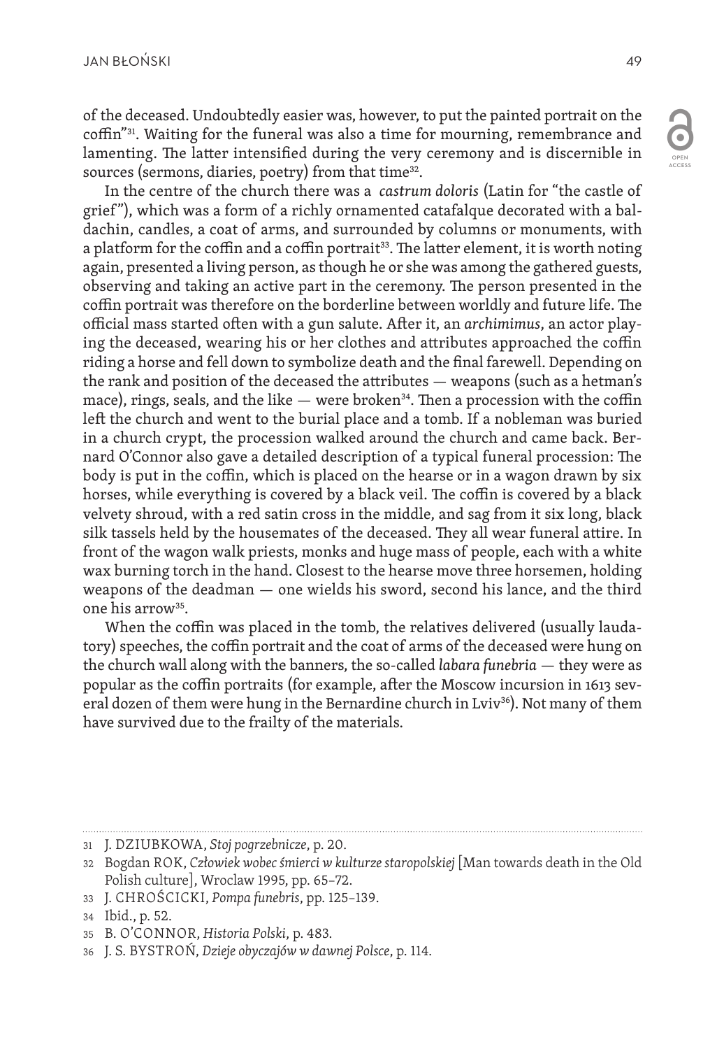of the deceased. Undoubtedly easier was, however, to put the painted portrait on the coffin"[31]. Waiting for the funeral was also a time for mourning, remembrance and lamenting. The latter intensified during the very ceremony and is discernible in sources (sermons, diaries, poetry) from that time[32].

In the centre of the church there was a *castrum doloris* (Latin for "the castle of grief"), which was a form of a richly ornamented catafalque decorated with a baldachin, candles, a coat of arms, and surrounded by columns or monuments, with a platform for the coffin and a coffin portrait[33]. The latter element, it is worth noting again, presented a living person, as though he or she was among the gathered guests, observing and taking an active part in the ceremony. The person presented in the coffin portrait was therefore on the borderline between worldly and future life. The official mass started often with a gun salute. After it, an *archimimus*, an actor playing the deceased, wearing his or her clothes and attributes approached the coffin riding a horse and fell down to symbolize death and the final farewell. Depending on the rank and position of the deceased the attributes — weapons (such as a hetman's mace), rings, seals, and the like — were broken[34]. Then a procession with the coffin left the church and went to the burial place and a tomb. If a nobleman was buried in a church crypt, the procession walked around the church and came back. Bernard O'Connor also gave a detailed description of a typical funeral procession: The body is put in the coffin, which is placed on the hearse or in a wagon drawn by six horses, while everything is covered by a black veil. The coffin is covered by a black velvety shroud, with a red satin cross in the middle, and sag from it six long, black silk tassels held by the housemates of the deceased. They all wear funeral attire. In front of the wagon walk priests, monks and huge mass of people, each with a white wax burning torch in the hand. Closest to the hearse move three horsemen, holding weapons of the deadman — one wields his sword, second his lance, and the third one his arrow[35].

When the coffin was placed in the tomb, the relatives delivered (usually laudatory) speeches, the coffin portrait and the coat of arms of the deceased were hung on the church wall along with the banners, the so-called *labara funebria* — they were as popular as the coffin portraits (for example, after the Moscow incursion in 1613 several dozen of them were hung in the Bernardine church in Lviv[36]). Not many of them have survived due to the frailty of the materials.

---

31 J. DZIUBKOWA, *Stoj pogrzebnicze*, p. 20.

32 Bogdan ROK, *Człowiek wobec śmierci w kulturze staropolskiej* [Man towards death in the Old Polish culture], Wroclaw 1995, pp. 65–72.

33 J. CHROŚCICKI, *Pompa funebris*, pp. 125–139.

34 Ibid., p. 52.

35 B. O'CONNOR, *Historia Polski*, p. 483.

36 J. S. BYSTROŃ, *Dzieje obyczajów w dawnej Polsce*, p. 114.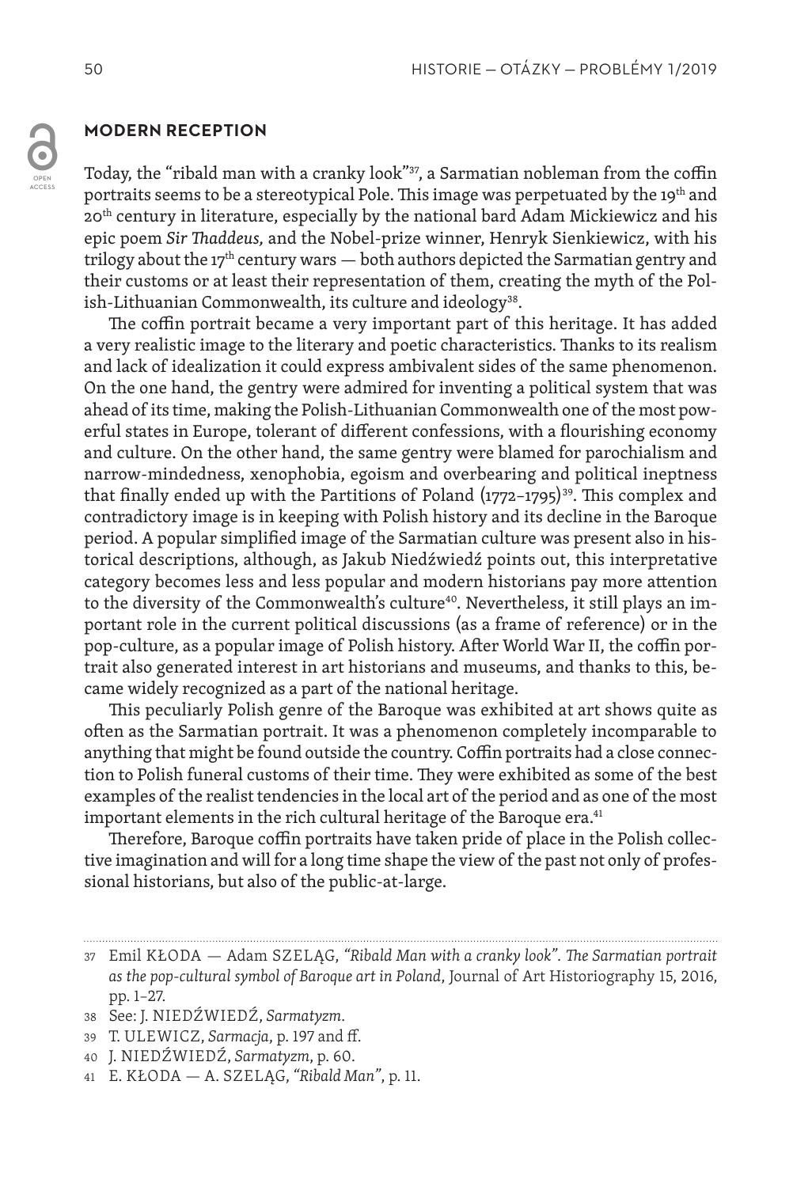## MODERN RECEPTION

Today, the "ribald man with a cranky look"[37], a Sarmatian nobleman from the coffin portraits seems to be a stereotypical Pole. This image was perpetuated by the 19th and 20th century in literature, especially by the national bard Adam Mickiewicz and his epic poem *Sir Thaddeus,* and the Nobel-prize winner, Henryk Sienkiewicz, with his trilogy about the 17th century wars — both authors depicted the Sarmatian gentry and their customs or at least their representation of them, creating the myth of the Polish-Lithuanian Commonwealth, its culture and ideology[38].

The coffin portrait became a very important part of this heritage. It has added a very realistic image to the literary and poetic characteristics. Thanks to its realism and lack of idealization it could express ambivalent sides of the same phenomenon. On the one hand, the gentry were admired for inventing a political system that was ahead of its time, making the Polish-Lithuanian Commonwealth one of the most powerful states in Europe, tolerant of different confessions, with a flourishing economy and culture. On the other hand, the same gentry were blamed for parochialism and narrow-mindedness, xenophobia, egoism and overbearing and political ineptness that finally ended up with the Partitions of Poland (1772–1795)[39]. This complex and contradictory image is in keeping with Polish history and its decline in the Baroque period. A popular simplified image of the Sarmatian culture was present also in historical descriptions, although, as Jakub Niedźwiedź points out, this interpretative category becomes less and less popular and modern historians pay more attention to the diversity of the Commonwealth's culture[40]. Nevertheless, it still plays an important role in the current political discussions (as a frame of reference) or in the pop-culture, as a popular image of Polish history. After World War II, the coffin portrait also generated interest in art historians and museums, and thanks to this, became widely recognized as a part of the national heritage.

This peculiarly Polish genre of the Baroque was exhibited at art shows quite as often as the Sarmatian portrait. It was a phenomenon completely incomparable to anything that might be found outside the country. Coffin portraits had a close connection to Polish funeral customs of their time. They were exhibited as some of the best examples of the realist tendencies in the local art of the period and as one of the most important elements in the rich cultural heritage of the Baroque era.[41]

Therefore, Baroque coffin portraits have taken pride of place in the Polish collective imagination and will for a long time shape the view of the past not only of professional historians, but also of the public-at-large.

---

37 Emil KŁODA — Adam SZELĄG, *"Ribald Man with a cranky look". The Sarmatian portrait as the pop-cultural symbol of Baroque art in Poland*, Journal of Art Historiography 15, 2016, pp. 1–27.

38 See: J. NIEDŹWIEDŹ, *Sarmatyzm*.

39 T. ULEWICZ, *Sarmacja*, p. 197 and ff.

40 J. NIEDŹWIEDŹ, *Sarmatyzm*, p. 60.

41 E. KŁODA — A. SZELĄG, *"Ribald Man"*, p. 11.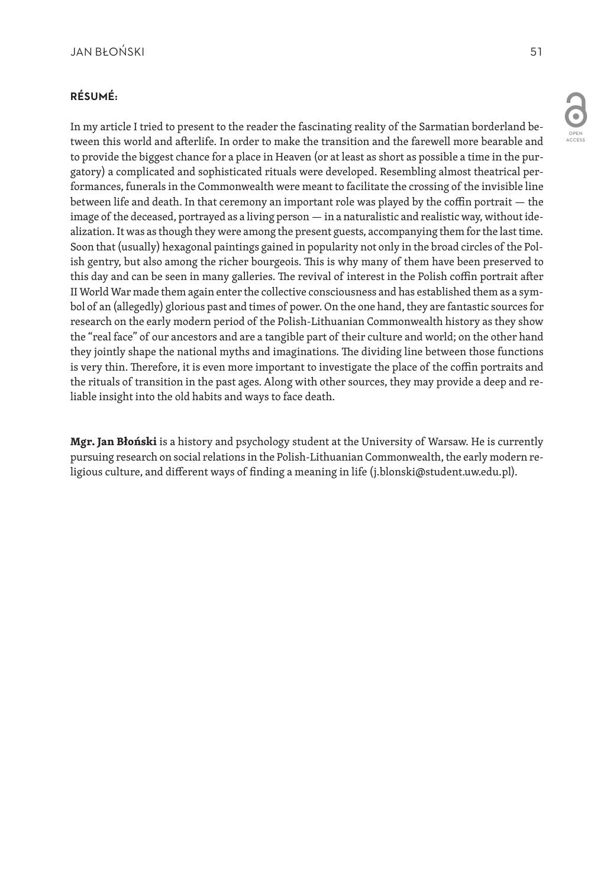## RÉSUMÉ:

In my article I tried to present to the reader the fascinating reality of the Sarmatian borderland between this world and afterlife. In order to make the transition and the farewell more bearable and to provide the biggest chance for a place in Heaven (or at least as short as possible a time in the purgatory) a complicated and sophisticated rituals were developed. Resembling almost theatrical performances, funerals in the Commonwealth were meant to facilitate the crossing of the invisible line between life and death. In that ceremony an important role was played by the coffin portrait — the image of the deceased, portrayed as a living person — in a naturalistic and realistic way, without idealization. It was as though they were among the present guests, accompanying them for the last time. Soon that (usually) hexagonal paintings gained in popularity not only in the broad circles of the Polish gentry, but also among the richer bourgeois. This is why many of them have been preserved to this day and can be seen in many galleries. The revival of interest in the Polish coffin portrait after II World War made them again enter the collective consciousness and has established them as a symbol of an (allegedly) glorious past and times of power. On the one hand, they are fantastic sources for research on the early modern period of the Polish-Lithuanian Commonwealth history as they show the "real face" of our ancestors and are a tangible part of their culture and world; on the other hand they jointly shape the national myths and imaginations. The dividing line between those functions is very thin. Therefore, it is even more important to investigate the place of the coffin portraits and the rituals of transition in the past ages. Along with other sources, they may provide a deep and reliable insight into the old habits and ways to face death.

**Mgr. Jan Błoński** is a history and psychology student at the University of Warsaw. He is currently pursuing research on social relations in the Polish-Lithuanian Commonwealth, the early modern religious culture, and different ways of finding a meaning in life (j.blonski@student.uw.edu.pl).